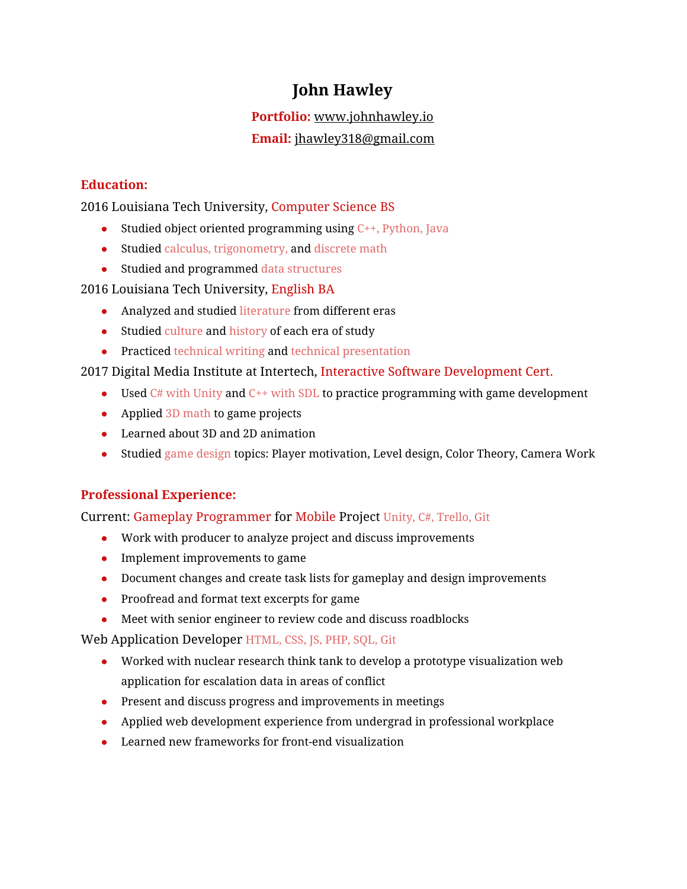# John Hawley

**Portfolio:** www.johnhawley.io

**Email:** jhawley318@gmail.com

## Education:

2016 Louisiana Tech University, Computer Science BS

- Studied object oriented programming using C++, Python, Java
- Studied calculus, trigonometry, and discrete math
- Studied and programmed data structures

2016 Louisiana Tech University, English BA

- Analyzed and studied literature from different eras
- Studied culture and history of each era of study
- Practiced technical writing and technical presentation

2017 Digital Media Institute at Intertech, Interactive Software Development Cert.

- Used C# with Unity and C++ with SDL to practice programming with game development
- Applied 3D math to game projects
- Learned about 3D and 2D animation
- Studied game design topics: Player motivation, Level design, Color Theory, Camera Work

## Professional Experience:

Current: Gameplay Programmer for Mobile Project Unity, C#, Trello, Git

- Work with producer to analyze project and discuss improvements
- Implement improvements to game
- Document changes and create task lists for gameplay and design improvements
- Proofread and format text excerpts for game
- Meet with senior engineer to review code and discuss roadblocks

Web Application Developer HTML, CSS, JS, PHP, SQL, Git

- Worked with nuclear research think tank to develop a prototype visualization web application for escalation data in areas of conflict
- Present and discuss progress and improvements in meetings
- Applied web development experience from undergrad in professional workplace
- Learned new frameworks for front-end visualization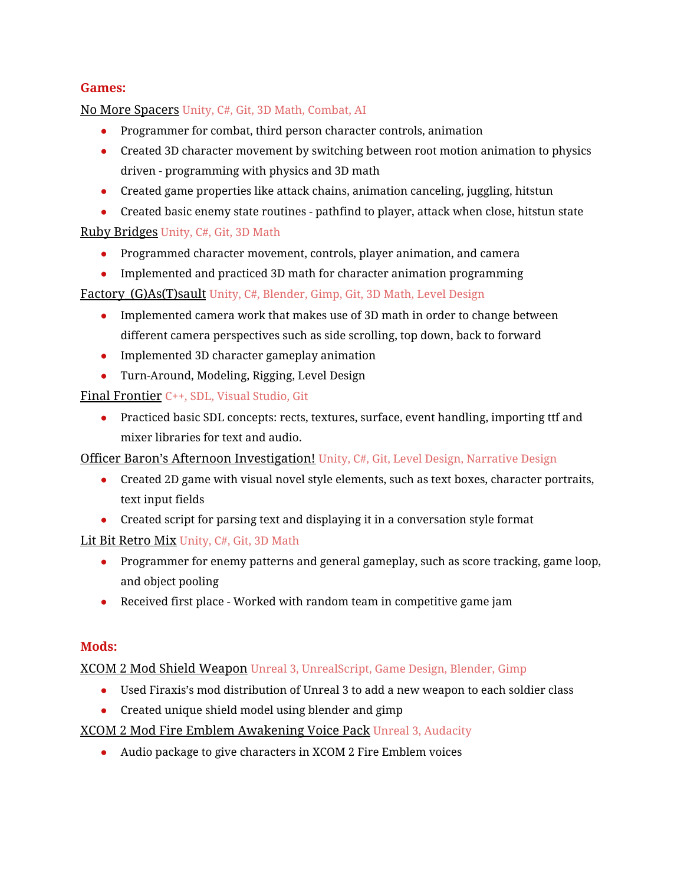## Games:

<u>No More Spacers</u> Unity, C#, Git, 3D Math, Combat, AI

- Programmer for combat, third person character controls, animation
- Created 3D character movement by switching between root motion animation to physics driven - programming with physics and 3D math
- Created game properties like attack chains, animation canceling, juggling, hitstun
- Created basic enemy state routines - pathfind to player, attack when close, hitstun state

<u>Ruby Bridges</u> Unity, C#, Git, 3D Math

- Programmed character movement, controls, player animation, and camera
- Implemented and practiced 3D math for character animation programming

<u>Factory_(G)As(T)sault</u> Unity, C#, Blender, Gimp, Git, 3D Math, Level Design

- Implemented camera work that makes use of 3D math in order to change between different camera perspectives such as side scrolling, top down, back to forward
- Implemented 3D character gameplay animation
- Turn-Around, Modeling, Rigging, Level Design

<u>Final Frontier</u> C++, SDL, Visual Studio, Git

- Practiced basic SDL concepts: rects, textures, surface, event handling, importing ttf and mixer libraries for text and audio.

<u>Officer Baron's Afternoon Investigation!</u> Unity, C#, Git, Level Design, Narrative Design

- Created 2D game with visual novel style elements, such as text boxes, character portraits, text input fields
- Created script for parsing text and displaying it in a conversation style format

<u>Lit Bit Retro Mix</u> Unity, C#, Git, 3D Math

- Programmer for enemy patterns and general gameplay, such as score tracking, game loop, and object pooling
- Received first place - Worked with random team in competitive game jam

## Mods:

<u>XCOM 2 Mod Shield Weapon</u> Unreal 3, UnrealScript, Game Design, Blender, Gimp

- Used Firaxis's mod distribution of Unreal 3 to add a new weapon to each soldier class
- Created unique shield model using blender and gimp

<u>XCOM 2 Mod Fire Emblem Awakening Voice Pack</u> Unreal 3, Audacity

- Audio package to give characters in XCOM 2 Fire Emblem voices